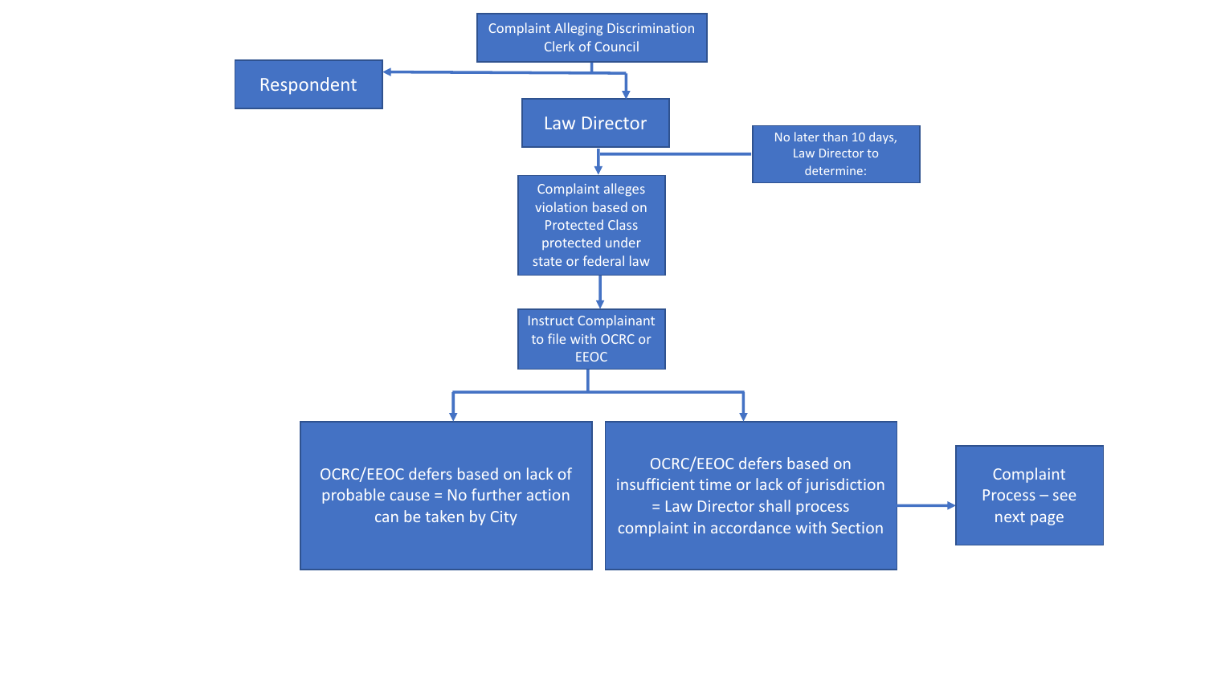Complaint Alleging Discrimination
Clerk of Council

Respondent

Law Director

No later than 10 days, Law Director to determine:

Complaint alleges violation based on Protected Class protected under state or federal law

Instruct Complainant to file with OCRC or EEOC

OCRC/EEOC defers based on lack of probable cause = No further action can be taken by City

OCRC/EEOC defers based on insufficient time or lack of jurisdiction = Law Director shall process complaint in accordance with Section

Complaint Process – see next page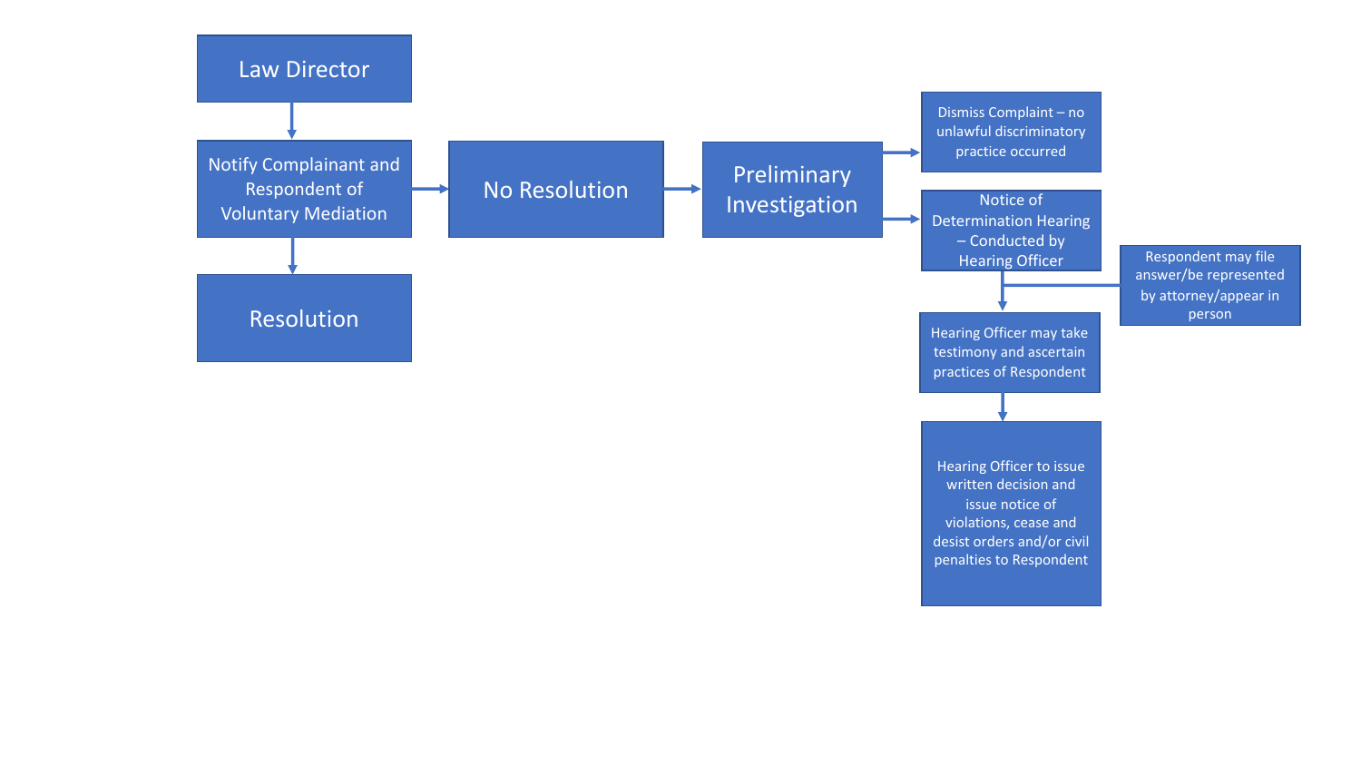Law Director

Notify Complainant and Respondent of Voluntary Mediation

Resolution

No Resolution

Preliminary Investigation

Dismiss Complaint – no unlawful discriminatory practice occurred

Notice of Determination Hearing – Conducted by Hearing Officer

Respondent may file answer/be represented by attorney/appear in person

Hearing Officer may take testimony and ascertain practices of Respondent

Hearing Officer to issue written decision and issue notice of violations, cease and desist orders and/or civil penalties to Respondent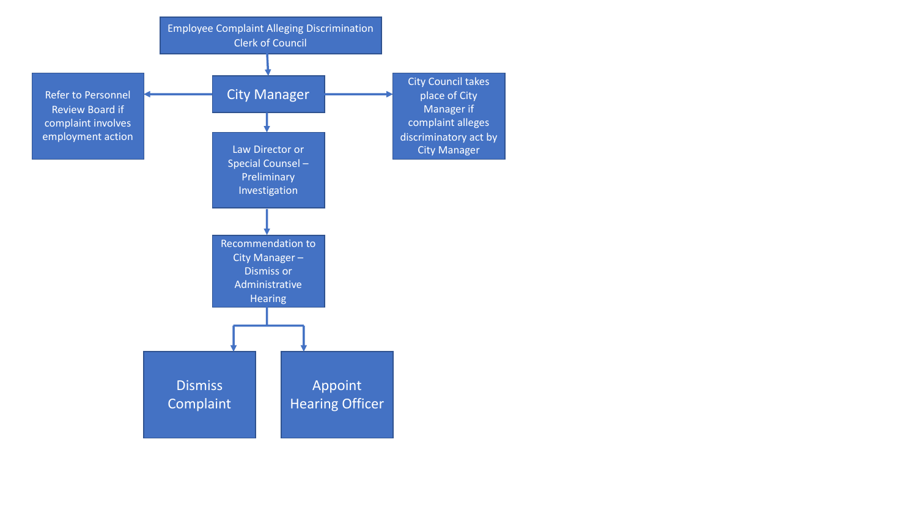Employee Complaint Alleging Discrimination
Clerk of Council

City Manager

Refer to Personnel Review Board if complaint involves employment action

City Council takes place of City Manager if complaint alleges discriminatory act by City Manager

Law Director or Special Counsel – Preliminary Investigation

Recommendation to City Manager – Dismiss or Administrative Hearing

Dismiss Complaint

Appoint Hearing Officer